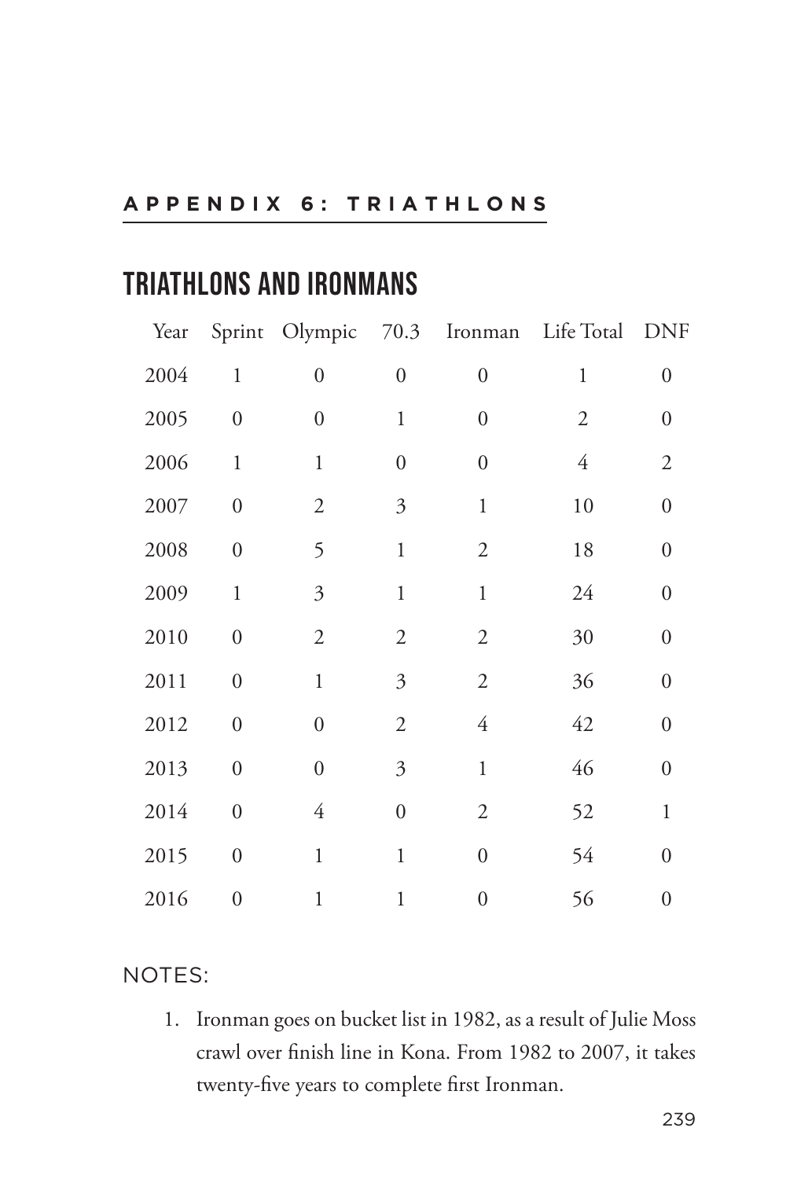## APPENDIX 6: TRIATHLONS

# TRIATHLONS AND IRONMANS

| Year | Sprint | Olympic | 70.3 | Ironman | Life Total | DNF |
|---|---|---|---|---|---|---|
| 2004 | 1 | 0 | 0 | 0 | 1 | 0 |
| 2005 | 0 | 0 | 1 | 0 | 2 | 0 |
| 2006 | 1 | 1 | 0 | 0 | 4 | 2 |
| 2007 | 0 | 2 | 3 | 1 | 10 | 0 |
| 2008 | 0 | 5 | 1 | 2 | 18 | 0 |
| 2009 | 1 | 3 | 1 | 1 | 24 | 0 |
| 2010 | 0 | 2 | 2 | 2 | 30 | 0 |
| 2011 | 0 | 1 | 3 | 2 | 36 | 0 |
| 2012 | 0 | 0 | 2 | 4 | 42 | 0 |
| 2013 | 0 | 0 | 3 | 1 | 46 | 0 |
| 2014 | 0 | 4 | 0 | 2 | 52 | 1 |
| 2015 | 0 | 1 | 1 | 0 | 54 | 0 |
| 2016 | 0 | 1 | 1 | 0 | 56 | 0 |

NOTES:

1. Ironman goes on bucket list in 1982, as a result of Julie Moss crawl over finish line in Kona. From 1982 to 2007, it takes twenty-five years to complete first Ironman.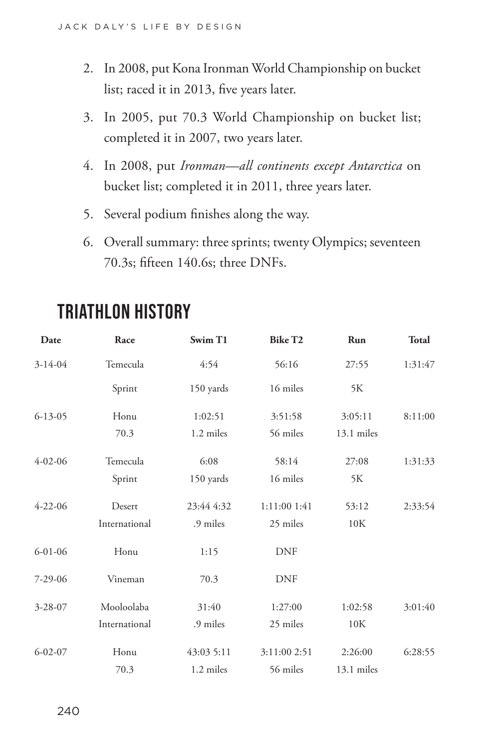2. In 2008, put Kona Ironman World Championship on bucket list; raced it in 2013, five years later.
3. In 2005, put 70.3 World Championship on bucket list; completed it in 2007, two years later.
4. In 2008, put *Ironman—all continents except Antarctica* on bucket list; completed it in 2011, three years later.
5. Several podium finishes along the way.
6. Overall summary: three sprints; twenty Olympics; seventeen 70.3s; fifteen 140.6s; three DNFs.

## TRIATHLON HISTORY

| Date | Race | Swim T1 | Bike T2 | Run | Total |
|---|---|---|---|---|---|
| 3-14-04 | Temecula | 4:54 | 56:16 | 27:55 | 1:31:47 |
| | Sprint | 150 yards | 16 miles | 5K | |
| 6-13-05 | Honu | 1:02:51 | 3:51:58 | 3:05:11 | 8:11:00 |
| | 70.3 | 1.2 miles | 56 miles | 13.1 miles | |
| 4-02-06 | Temecula | 6:08 | 58:14 | 27:08 | 1:31:33 |
| | Sprint | 150 yards | 16 miles | 5K | |
| 4-22-06 | Desert | 23:44 4:32 | 1:11:00 1:41 | 53:12 | 2:33:54 |
| | International | .9 miles | 25 miles | 10K | |
| 6-01-06 | Honu | 1:15 | DNF | | |
| 7-29-06 | Vineman | 70.3 | DNF | | |
| 3-28-07 | Mooloolaba | 31:40 | 1:27:00 | 1:02:58 | 3:01:40 |
| | International | .9 miles | 25 miles | 10K | |
| 6-02-07 | Honu | 43:03 5:11 | 3:11:00 2:51 | 2:26:00 | 6:28:55 |
| | 70.3 | 1.2 miles | 56 miles | 13.1 miles | |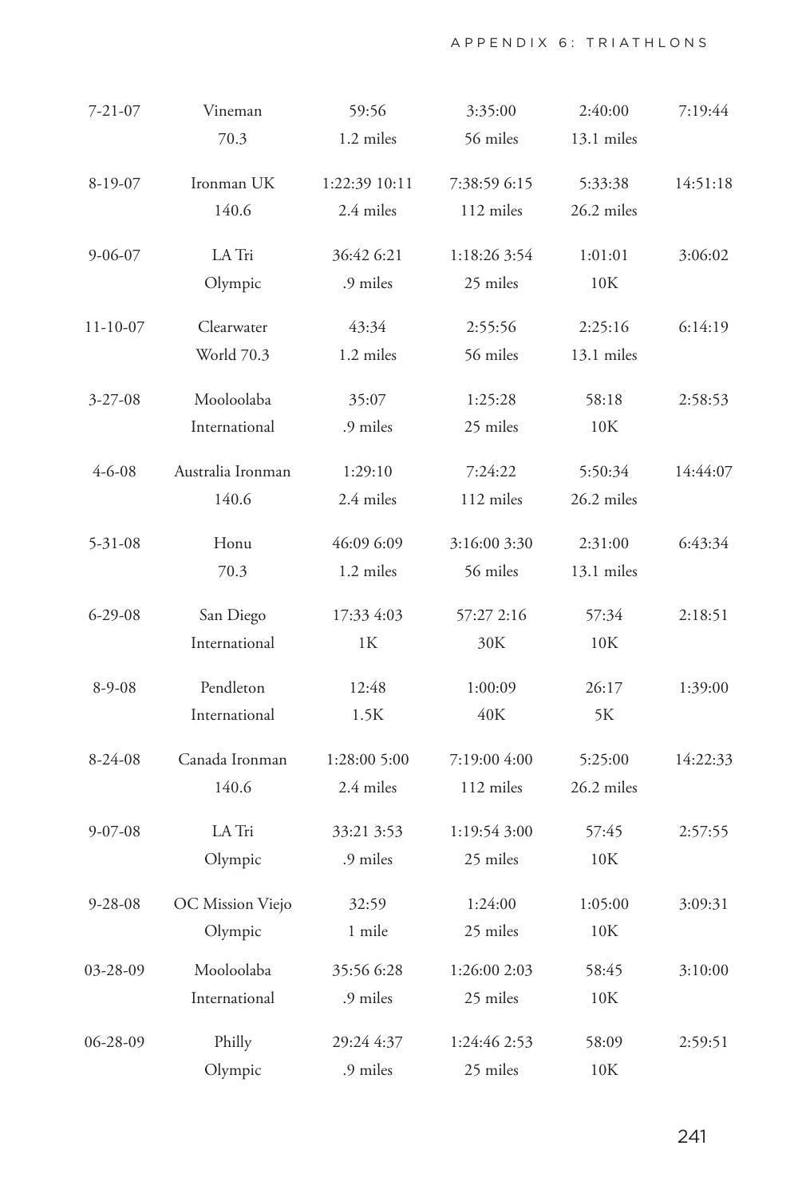| | | | | | |
|---|---|---|---|---|---|
| 7-21-07 | Vineman 70.3 | 59:56 1.2 miles | 3:35:00 56 miles | 2:40:00 13.1 miles | 7:19:44 |
| 8-19-07 | Ironman UK 140.6 | 1:22:39 10:11 2.4 miles | 7:38:59 6:15 112 miles | 5:33:38 26.2 miles | 14:51:18 |
| 9-06-07 | LA Tri Olympic | 36:42 6:21 .9 miles | 1:18:26 3:54 25 miles | 1:01:01 10K | 3:06:02 |
| 11-10-07 | Clearwater World 70.3 | 43:34 1.2 miles | 2:55:56 56 miles | 2:25:16 13.1 miles | 6:14:19 |
| 3-27-08 | Mooloolaba International | 35:07 .9 miles | 1:25:28 25 miles | 58:18 10K | 2:58:53 |
| 4-6-08 | Australia Ironman 140.6 | 1:29:10 2.4 miles | 7:24:22 112 miles | 5:50:34 26.2 miles | 14:44:07 |
| 5-31-08 | Honu 70.3 | 46:09 6:09 1.2 miles | 3:16:00 3:30 56 miles | 2:31:00 13.1 miles | 6:43:34 |
| 6-29-08 | San Diego International | 17:33 4:03 1K | 57:27 2:16 30K | 57:34 10K | 2:18:51 |
| 8-9-08 | Pendleton International | 12:48 1.5K | 1:00:09 40K | 26:17 5K | 1:39:00 |
| 8-24-08 | Canada Ironman 140.6 | 1:28:00 5:00 2.4 miles | 7:19:00 4:00 112 miles | 5:25:00 26.2 miles | 14:22:33 |
| 9-07-08 | LA Tri Olympic | 33:21 3:53 .9 miles | 1:19:54 3:00 25 miles | 57:45 10K | 2:57:55 |
| 9-28-08 | OC Mission Viejo Olympic | 32:59 1 mile | 1:24:00 25 miles | 1:05:00 10K | 3:09:31 |
| 03-28-09 | Mooloolaba International | 35:56 6:28 .9 miles | 1:26:00 2:03 25 miles | 58:45 10K | 3:10:00 |
| 06-28-09 | Philly Olympic | 29:24 4:37 .9 miles | 1:24:46 2:53 25 miles | 58:09 10K | 2:59:51 |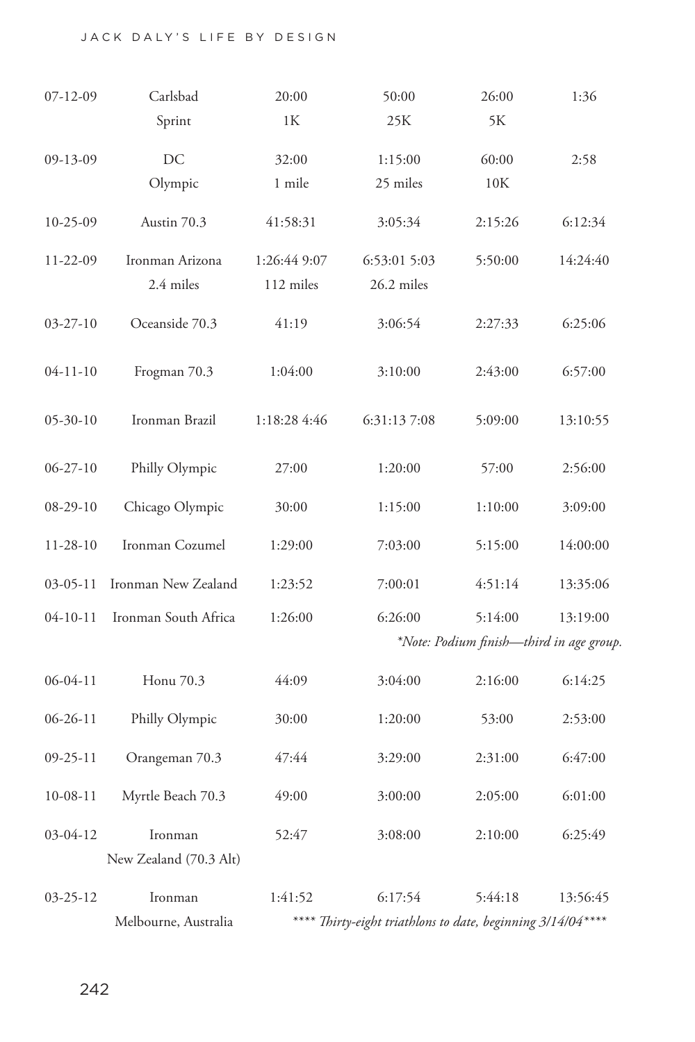| | | | | | |
|---|---|---|---|---|---|
| 07-12-09 | Carlsbad Sprint | 20:00 1K | 50:00 25K | 26:00 5K | 1:36 |
| 09-13-09 | DC Olympic | 32:00 1 mile | 1:15:00 25 miles | 60:00 10K | 2:58 |
| 10-25-09 | Austin 70.3 | 41:58:31 | 3:05:34 | 2:15:26 | 6:12:34 |
| 11-22-09 | Ironman Arizona 2.4 miles | 1:26:44 9:07 112 miles | 6:53:01 5:03 26.2 miles | 5:50:00 | 14:24:40 |
| 03-27-10 | Oceanside 70.3 | 41:19 | 3:06:54 | 2:27:33 | 6:25:06 |
| 04-11-10 | Frogman 70.3 | 1:04:00 | 3:10:00 | 2:43:00 | 6:57:00 |
| 05-30-10 | Ironman Brazil | 1:18:28 4:46 | 6:31:13 7:08 | 5:09:00 | 13:10:55 |
| 06-27-10 | Philly Olympic | 27:00 | 1:20:00 | 57:00 | 2:56:00 |
| 08-29-10 | Chicago Olympic | 30:00 | 1:15:00 | 1:10:00 | 3:09:00 |
| 11-28-10 | Ironman Cozumel | 1:29:00 | 7:03:00 | 5:15:00 | 14:00:00 |
| 03-05-11 | Ironman New Zealand | 1:23:52 | 7:00:01 | 4:51:14 | 13:35:06 |
| 04-10-11 | Ironman South Africa | 1:26:00 | 6:26:00 | 5:14:00 | 13:19:00 |
| | | | *\*Note: Podium finish—third in age group.* | | |
| 06-04-11 | Honu 70.3 | 44:09 | 3:04:00 | 2:16:00 | 6:14:25 |
| 06-26-11 | Philly Olympic | 30:00 | 1:20:00 | 53:00 | 2:53:00 |
| 09-25-11 | Orangeman 70.3 | 47:44 | 3:29:00 | 2:31:00 | 6:47:00 |
| 10-08-11 | Myrtle Beach 70.3 | 49:00 | 3:00:00 | 2:05:00 | 6:01:00 |
| 03-04-12 | Ironman New Zealand (70.3 Alt) | 52:47 | 3:08:00 | 2:10:00 | 6:25:49 |
| 03-25-12 | Ironman Melbourne, Australia | 1:41:52 | 6:17:54 | 5:44:18 | 13:56:45 |
| | | *\*\*\*\* Thirty-eight triathlons to date, beginning 3/14/04\*\*\*\** | | | |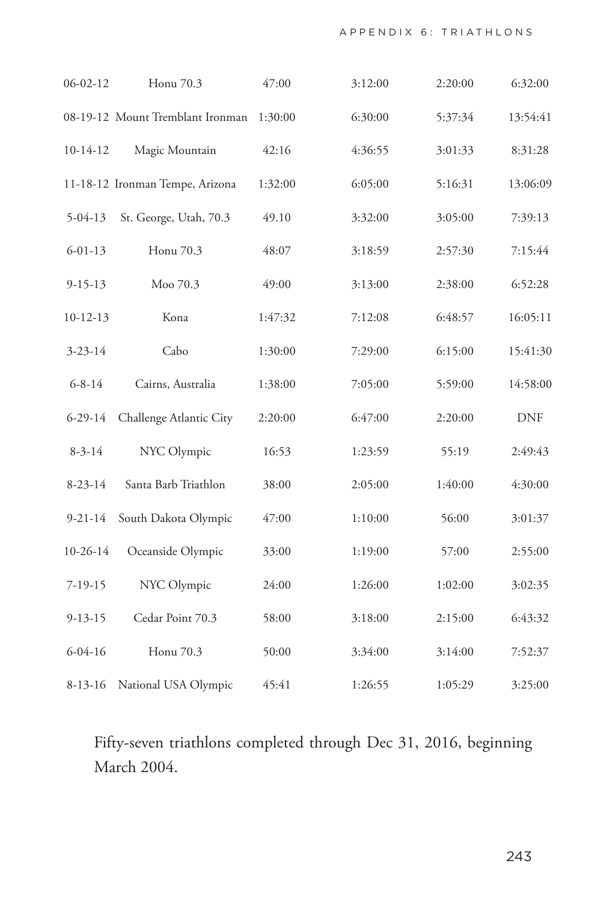| | | | | | |
|---|---|---|---|---|---|
| 06-02-12 | Honu 70.3 | 47:00 | 3:12:00 | 2:20:00 | 6:32:00 |
| 08-19-12 | Mount Tremblant Ironman | 1:30:00 | 6:30:00 | 5:37:34 | 13:54:41 |
| 10-14-12 | Magic Mountain | 42:16 | 4:36:55 | 3:01:33 | 8:31:28 |
| 11-18-12 | Ironman Tempe, Arizona | 1:32:00 | 6:05:00 | 5:16:31 | 13:06:09 |
| 5-04-13 | St. George, Utah, 70.3 | 49.10 | 3:32:00 | 3:05:00 | 7:39:13 |
| 6-01-13 | Honu 70.3 | 48:07 | 3:18:59 | 2:57:30 | 7:15:44 |
| 9-15-13 | Moo 70.3 | 49:00 | 3:13:00 | 2:38:00 | 6:52:28 |
| 10-12-13 | Kona | 1:47:32 | 7:12:08 | 6:48:57 | 16:05:11 |
| 3-23-14 | Cabo | 1:30:00 | 7:29:00 | 6:15:00 | 15:41:30 |
| 6-8-14 | Cairns, Australia | 1:38:00 | 7:05:00 | 5:59:00 | 14:58:00 |
| 6-29-14 | Challenge Atlantic City | 2:20:00 | 6:47:00 | 2:20:00 | DNF |
| 8-3-14 | NYC Olympic | 16:53 | 1:23:59 | 55:19 | 2:49:43 |
| 8-23-14 | Santa Barb Triathlon | 38:00 | 2:05:00 | 1:40:00 | 4:30:00 |
| 9-21-14 | South Dakota Olympic | 47:00 | 1:10:00 | 56:00 | 3:01:37 |
| 10-26-14 | Oceanside Olympic | 33:00 | 1:19:00 | 57:00 | 2:55:00 |
| 7-19-15 | NYC Olympic | 24:00 | 1:26:00 | 1:02:00 | 3:02:35 |
| 9-13-15 | Cedar Point 70.3 | 58:00 | 3:18:00 | 2:15:00 | 6:43:32 |
| 6-04-16 | Honu 70.3 | 50:00 | 3:34:00 | 3:14:00 | 7:52:37 |
| 8-13-16 | National USA Olympic | 45:41 | 1:26:55 | 1:05:29 | 3:25:00 |

Fifty-seven triathlons completed through Dec 31, 2016, beginning March 2004.